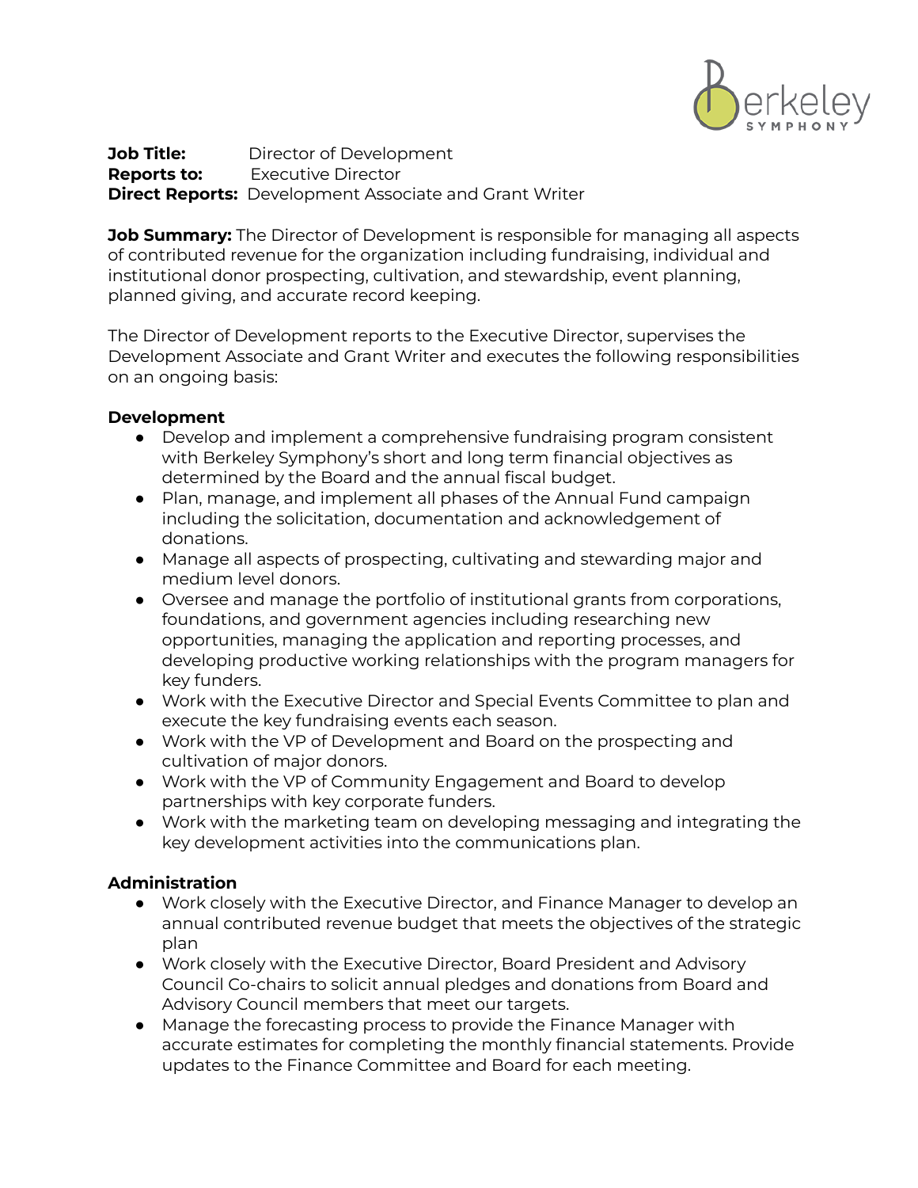**Job Title:** Director of Development
**Reports to:** Executive Director
**Direct Reports:** Development Associate and Grant Writer

**Job Summary:** The Director of Development is responsible for managing all aspects of contributed revenue for the organization including fundraising, individual and institutional donor prospecting, cultivation, and stewardship, event planning, planned giving, and accurate record keeping.

The Director of Development reports to the Executive Director, supervises the Development Associate and Grant Writer and executes the following responsibilities on an ongoing basis:

**Development**

- Develop and implement a comprehensive fundraising program consistent with Berkeley Symphony's short and long term financial objectives as determined by the Board and the annual fiscal budget.
- Plan, manage, and implement all phases of the Annual Fund campaign including the solicitation, documentation and acknowledgement of donations.
- Manage all aspects of prospecting, cultivating and stewarding major and medium level donors.
- Oversee and manage the portfolio of institutional grants from corporations, foundations, and government agencies including researching new opportunities, managing the application and reporting processes, and developing productive working relationships with the program managers for key funders.
- Work with the Executive Director and Special Events Committee to plan and execute the key fundraising events each season.
- Work with the VP of Development and Board on the prospecting and cultivation of major donors.
- Work with the VP of Community Engagement and Board to develop partnerships with key corporate funders.
- Work with the marketing team on developing messaging and integrating the key development activities into the communications plan.

**Administration**

- Work closely with the Executive Director, and Finance Manager to develop an annual contributed revenue budget that meets the objectives of the strategic plan
- Work closely with the Executive Director, Board President and Advisory Council Co-chairs to solicit annual pledges and donations from Board and Advisory Council members that meet our targets.
- Manage the forecasting process to provide the Finance Manager with accurate estimates for completing the monthly financial statements. Provide updates to the Finance Committee and Board for each meeting.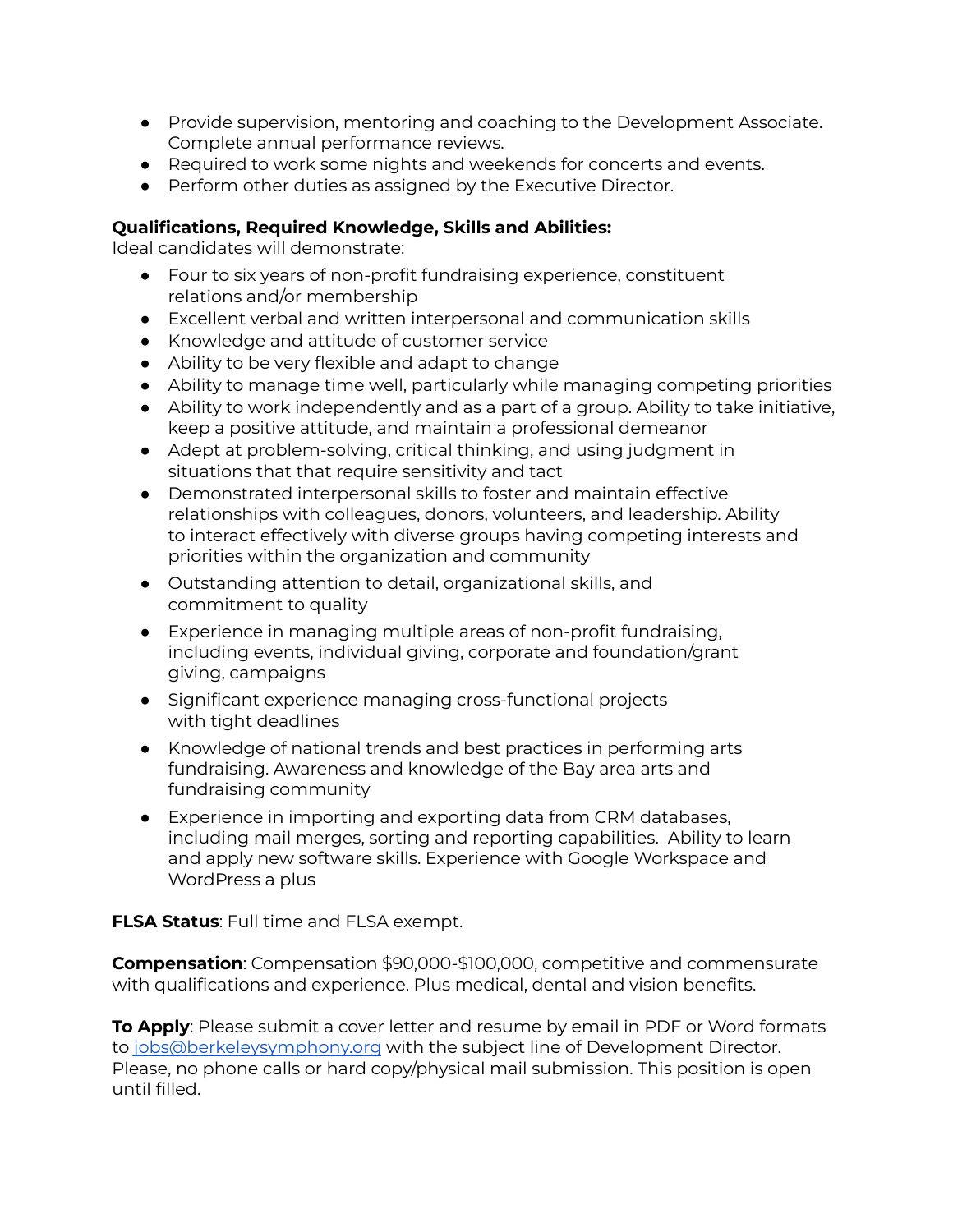- Provide supervision, mentoring and coaching to the Development Associate. Complete annual performance reviews.
- Required to work some nights and weekends for concerts and events.
- Perform other duties as assigned by the Executive Director.

**Qualifications, Required Knowledge, Skills and Abilities:**
Ideal candidates will demonstrate:

- Four to six years of non-profit fundraising experience, constituent relations and/or membership
- Excellent verbal and written interpersonal and communication skills
- Knowledge and attitude of customer service
- Ability to be very flexible and adapt to change
- Ability to manage time well, particularly while managing competing priorities
- Ability to work independently and as a part of a group. Ability to take initiative, keep a positive attitude, and maintain a professional demeanor
- Adept at problem-solving, critical thinking, and using judgment in situations that that require sensitivity and tact
- Demonstrated interpersonal skills to foster and maintain effective relationships with colleagues, donors, volunteers, and leadership. Ability to interact effectively with diverse groups having competing interests and priorities within the organization and community
- Outstanding attention to detail, organizational skills, and commitment to quality
- Experience in managing multiple areas of non-profit fundraising, including events, individual giving, corporate and foundation/grant giving, campaigns
- Significant experience managing cross-functional projects with tight deadlines
- Knowledge of national trends and best practices in performing arts fundraising. Awareness and knowledge of the Bay area arts and fundraising community
- Experience in importing and exporting data from CRM databases, including mail merges, sorting and reporting capabilities. Ability to learn and apply new software skills. Experience with Google Workspace and WordPress a plus

**FLSA Status**: Full time and FLSA exempt.

**Compensation**: Compensation $90,000-$100,000, competitive and commensurate with qualifications and experience. Plus medical, dental and vision benefits.

**To Apply**: Please submit a cover letter and resume by email in PDF or Word formats to jobs@berkeleysymphony.org with the subject line of Development Director. Please, no phone calls or hard copy/physical mail submission. This position is open until filled.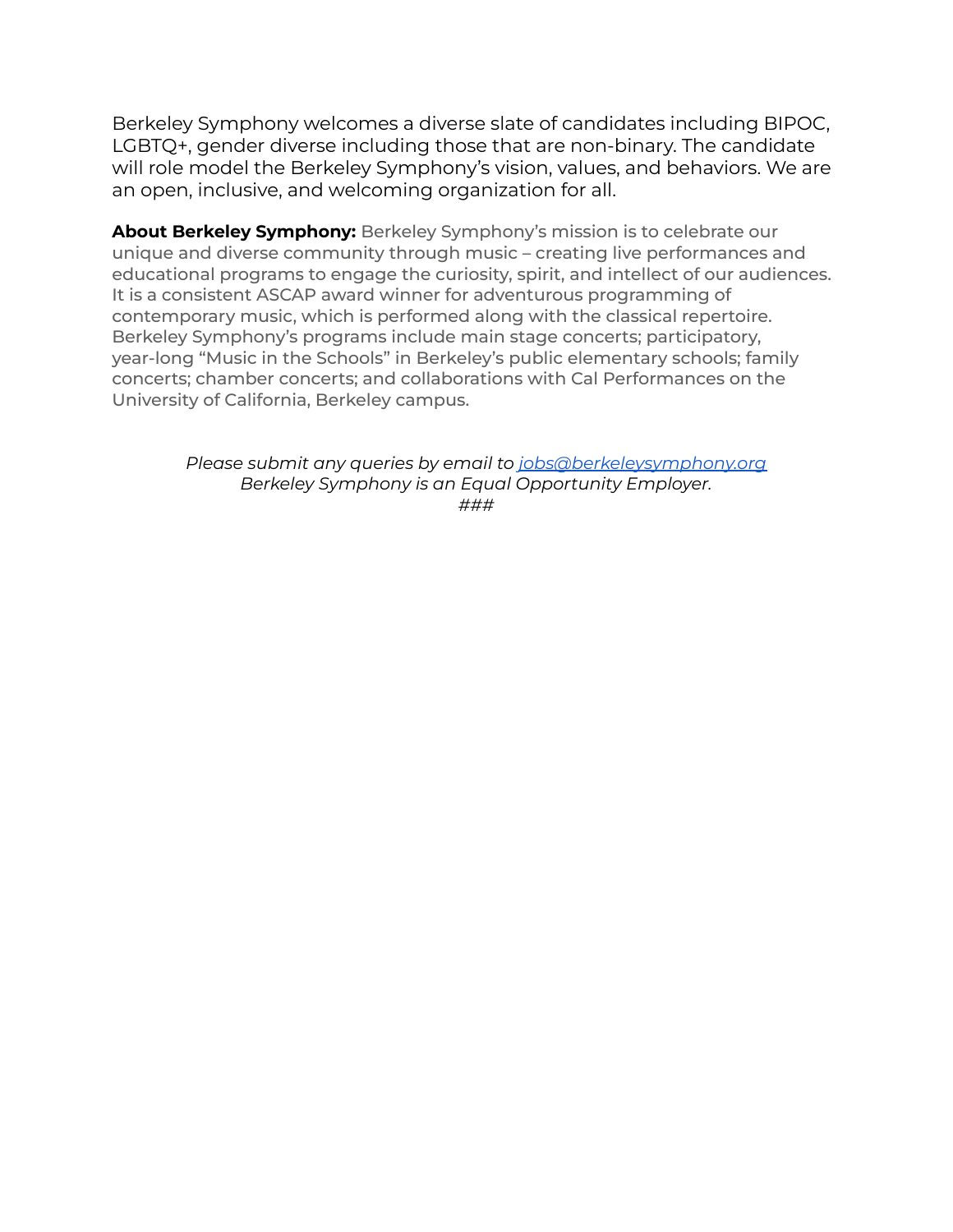Berkeley Symphony welcomes a diverse slate of candidates including BIPOC, LGBTQ+, gender diverse including those that are non-binary. The candidate will role model the Berkeley Symphony's vision, values, and behaviors. We are an open, inclusive, and welcoming organization for all.

**About Berkeley Symphony:** Berkeley Symphony's mission is to celebrate our unique and diverse community through music – creating live performances and educational programs to engage the curiosity, spirit, and intellect of our audiences. It is a consistent ASCAP award winner for adventurous programming of contemporary music, which is performed along with the classical repertoire. Berkeley Symphony's programs include main stage concerts; participatory, year-long "Music in the Schools" in Berkeley's public elementary schools; family concerts; chamber concerts; and collaborations with Cal Performances on the University of California, Berkeley campus.

*Please submit any queries by email to [jobs@berkeleysymphony.org](mailto:jobs@berkeleysymphony.org)*
*Berkeley Symphony is an Equal Opportunity Employer.*
*###*